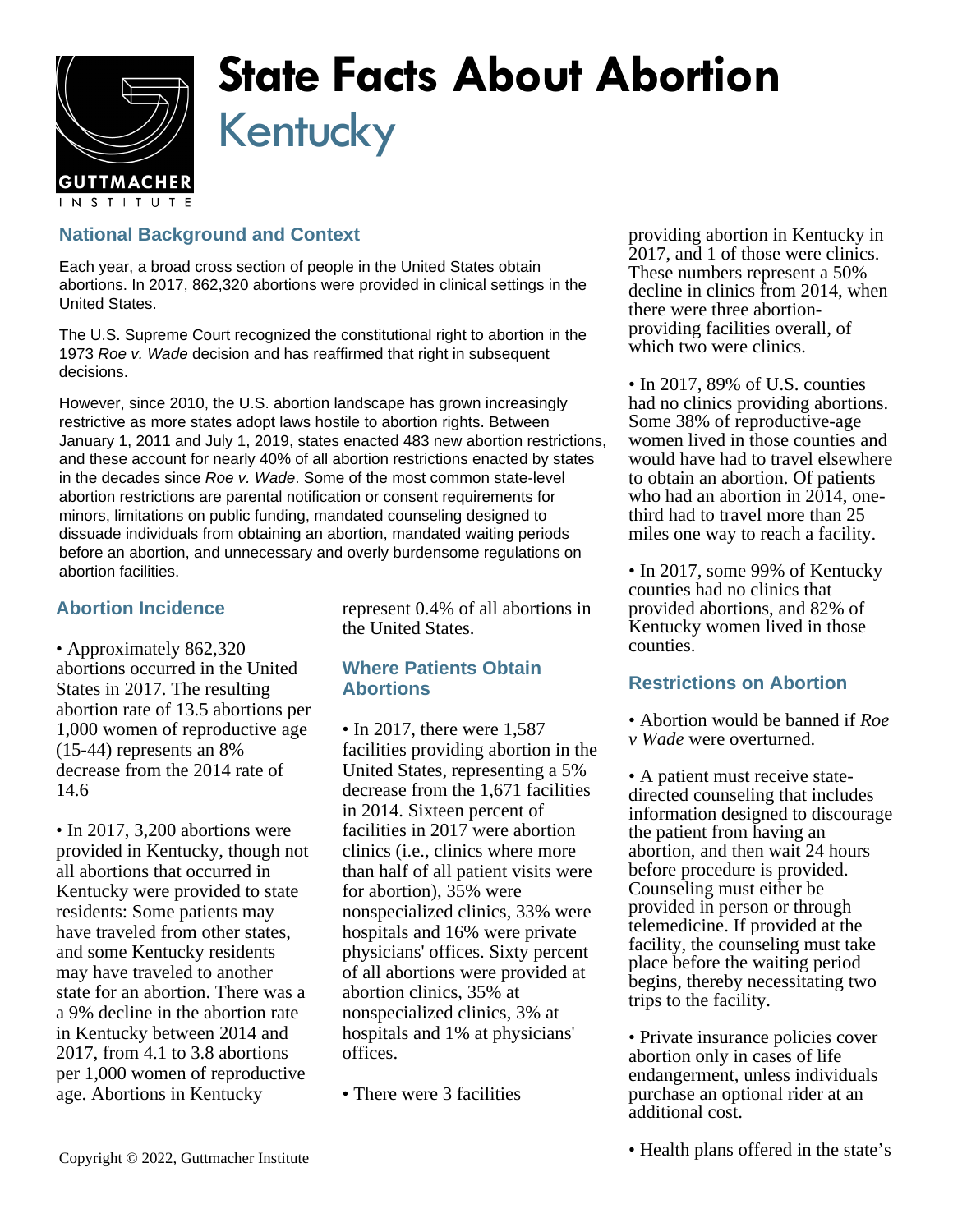# State Facts About Abortion

## Kentucky

### National Background and Context

Each year, a broad cross section of people in the United States obtain abortions. In 2017, 862,320 abortions were provided in clinical settings in the United States.

The U.S. Supreme Court recognized the constitutional right to abortion in the 1973 *Roe v. Wade* decision and has reaffirmed that right in subsequent decisions.

However, since 2010, the U.S. abortion landscape has grown increasingly restrictive as more states adopt laws hostile to abortion rights. Between January 1, 2011 and July 1, 2019, states enacted 483 new abortion restrictions, and these account for nearly 40% of all abortion restrictions enacted by states in the decades since *Roe v. Wade*. Some of the most common state-level abortion restrictions are parental notification or consent requirements for minors, limitations on public funding, mandated counseling designed to dissuade individuals from obtaining an abortion, mandated waiting periods before an abortion, and unnecessary and overly burdensome regulations on abortion facilities.

### Abortion Incidence

• Approximately 862,320 abortions occurred in the United States in 2017. The resulting abortion rate of 13.5 abortions per 1,000 women of reproductive age (15-44) represents an 8% decrease from the 2014 rate of 14.6

• In 2017, 3,200 abortions were provided in Kentucky, though not all abortions that occurred in Kentucky were provided to state residents: Some patients may have traveled from other states, and some Kentucky residents may have traveled to another state for an abortion. There was a 9% decline in the abortion rate in Kentucky between 2014 and 2017, from 4.1 to 3.8 abortions per 1,000 women of reproductive age. Abortions in Kentucky represent 0.4% of all abortions in the United States.

### Where Patients Obtain Abortions

• In 2017, there were 1,587 facilities providing abortion in the United States, representing a 5% decrease from the 1,671 facilities in 2014. Sixteen percent of facilities in 2017 were abortion clinics (i.e., clinics where more than half of all patient visits were for abortion), 35% were nonspecialized clinics, 33% were hospitals and 16% were private physicians' offices. Sixty percent of all abortions were provided at abortion clinics, 35% at nonspecialized clinics, 3% at hospitals and 1% at physicians' offices.

• There were 3 facilities providing abortion in Kentucky in 2017, and 1 of those were clinics. These numbers represent a 50% decline in clinics from 2014, when there were three abortion-providing facilities overall, of which two were clinics.

• In 2017, 89% of U.S. counties had no clinics providing abortions. Some 38% of reproductive-age women lived in those counties and would have had to travel elsewhere to obtain an abortion. Of patients who had an abortion in 2014, one-third had to travel more than 25 miles one way to reach a facility.

• In 2017, some 99% of Kentucky counties had no clinics that provided abortions, and 82% of Kentucky women lived in those counties.

### Restrictions on Abortion

• Abortion would be banned if *Roe v Wade* were overturned.

• A patient must receive state-directed counseling that includes information designed to discourage the patient from having an abortion, and then wait 24 hours before procedure is provided. Counseling must either be provided in person or through telemedicine. If provided at the facility, the counseling must take place before the waiting period begins, thereby necessitating two trips to the facility.

• Private insurance policies cover abortion only in cases of life endangerment, unless individuals purchase an optional rider at an additional cost.

• Health plans offered in the state's

Copyright © 2022, Guttmacher Institute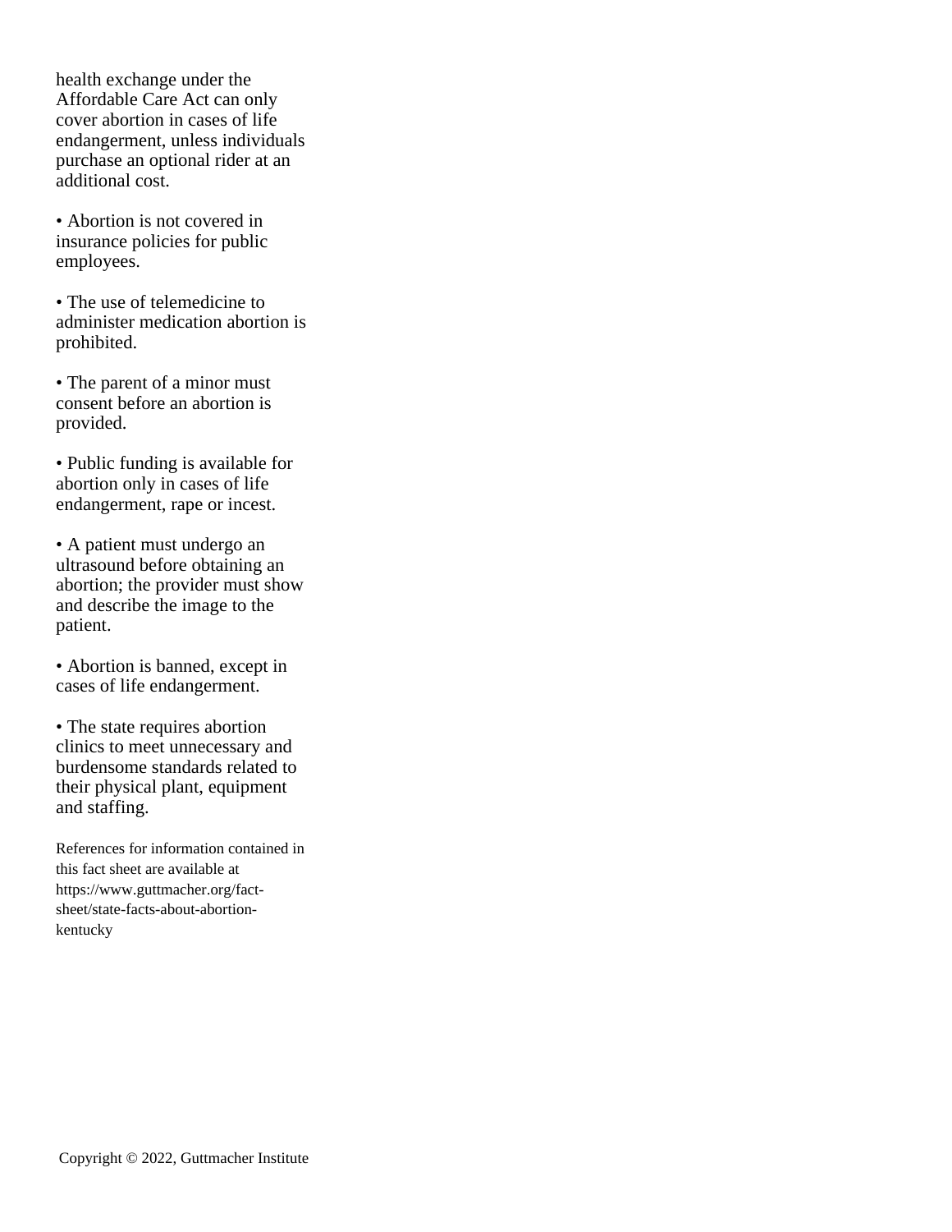health exchange under the Affordable Care Act can only cover abortion in cases of life endangerment, unless individuals purchase an optional rider at an additional cost.

- Abortion is not covered in insurance policies for public employees.

- The use of telemedicine to administer medication abortion is prohibited.

- The parent of a minor must consent before an abortion is provided.

- Public funding is available for abortion only in cases of life endangerment, rape or incest.

- A patient must undergo an ultrasound before obtaining an abortion; the provider must show and describe the image to the patient.

- Abortion is banned, except in cases of life endangerment.

- The state requires abortion clinics to meet unnecessary and burdensome standards related to their physical plant, equipment and staffing.

References for information contained in this fact sheet are available at https://www.guttmacher.org/fact-sheet/state-facts-about-abortion-kentucky

Copyright © 2022, Guttmacher Institute